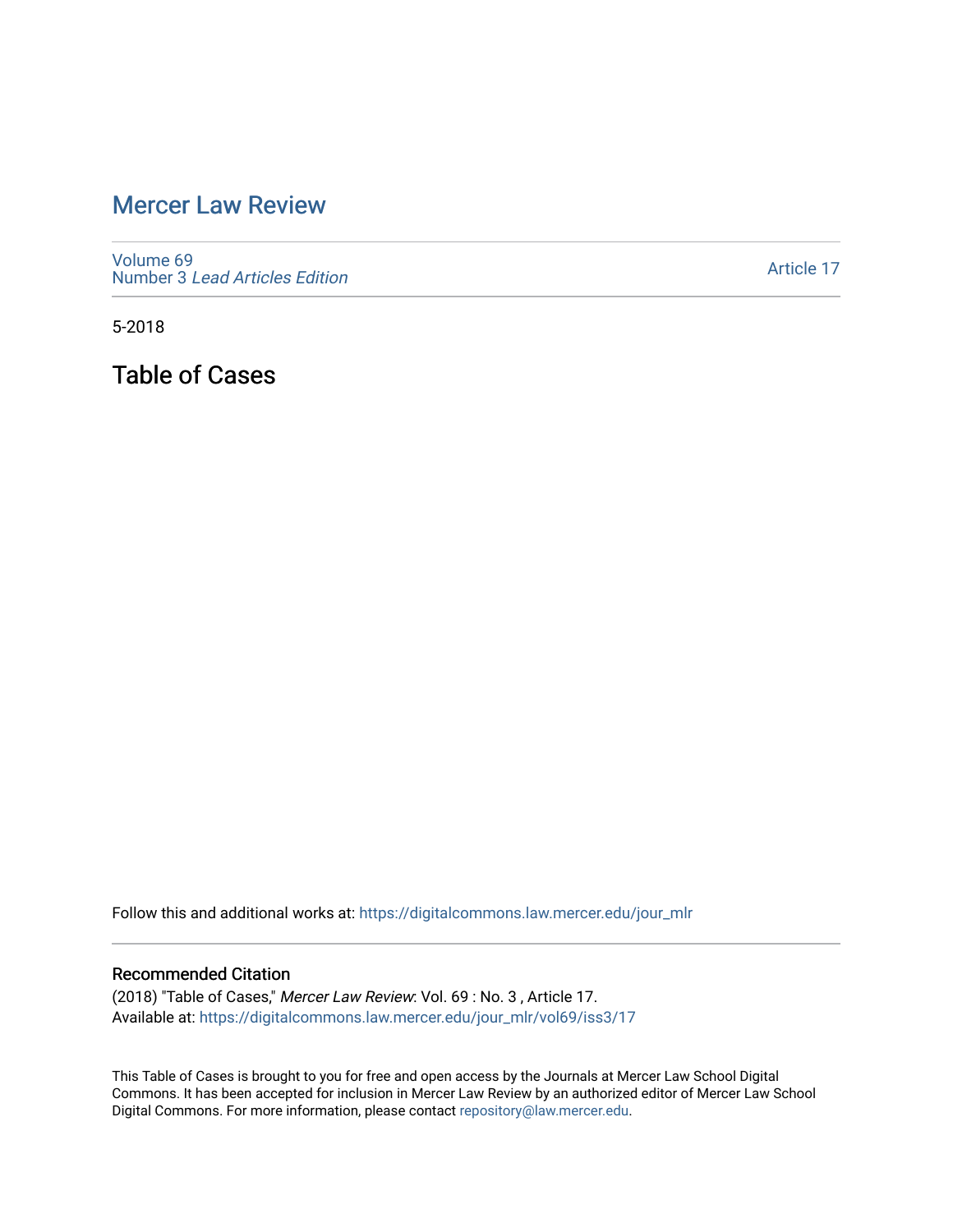# Mercer Law Review

Volume 69
Number 3 *Lead Articles Edition*

Article 17

5-2018

## Table of Cases

Follow this and additional works at: https://digitalcommons.law.mercer.edu/jour_mlr

### Recommended Citation

(2018) "Table of Cases," *Mercer Law Review*: Vol. 69 : No. 3 , Article 17.
Available at: https://digitalcommons.law.mercer.edu/jour_mlr/vol69/iss3/17

This Table of Cases is brought to you for free and open access by the Journals at Mercer Law School Digital Commons. It has been accepted for inclusion in Mercer Law Review by an authorized editor of Mercer Law School Digital Commons. For more information, please contact repository@law.mercer.edu.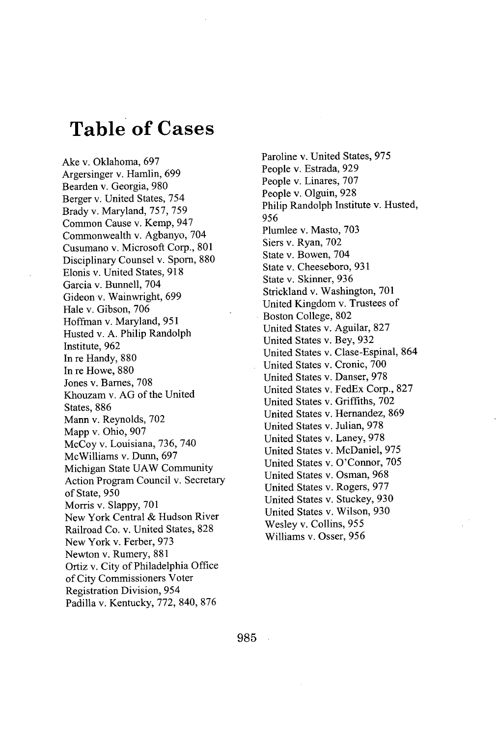# Table of Cases

Ake v. Oklahoma, 697
Argersinger v. Hamlin, 699
Bearden v. Georgia, 980
Berger v. United States, 754
Brady v. Maryland, 757, 759
Common Cause v. Kemp, 947
Commonwealth v. Agbanyo, 704
Cusumano v. Microsoft Corp., 801
Disciplinary Counsel v. Sporn, 880
Elonis v. United States, 918
Garcia v. Bunnell, 704
Gideon v. Wainwright, 699
Hale v. Gibson, 706
Hoffman v. Maryland, 951
Husted v. A. Philip Randolph Institute, 962
In re Handy, 880
In re Howe, 880
Jones v. Barnes, 708
Khouzam v. AG of the United States, 886
Mann v. Reynolds, 702
Mapp v. Ohio, 907
McCoy v. Louisiana, 736, 740
McWilliams v. Dunn, 697
Michigan State UAW Community Action Program Council v. Secretary of State, 950
Morris v. Slappy, 701
New York Central & Hudson River Railroad Co. v. United States, 828
New York v. Ferber, 973
Newton v. Rumery, 881
Ortiz v. City of Philadelphia Office of City Commissioners Voter Registration Division, 954
Padilla v. Kentucky, 772, 840, 876
Paroline v. United States, 975
People v. Estrada, 929
People v. Linares, 707
People v. Olguin, 928
Philip Randolph Institute v. Husted, 956
Plumlee v. Masto, 703
Siers v. Ryan, 702
State v. Bowen, 704
State v. Cheeseboro, 931
State v. Skinner, 936
Strickland v. Washington, 701
United Kingdom v. Trustees of Boston College, 802
United States v. Aguilar, 827
United States v. Bey, 932
United States v. Clase-Espinal, 864
United States v. Cronic, 700
United States v. Danser, 978
United States v. FedEx Corp., 827
United States v. Griffiths, 702
United States v. Hernandez, 869
United States v. Julian, 978
United States v. Laney, 978
United States v. McDaniel, 975
United States v. O'Connor, 705
United States v. Osman, 968
United States v. Rogers, 977
United States v. Stuckey, 930
United States v. Wilson, 930
Wesley v. Collins, 955
Williams v. Osser, 956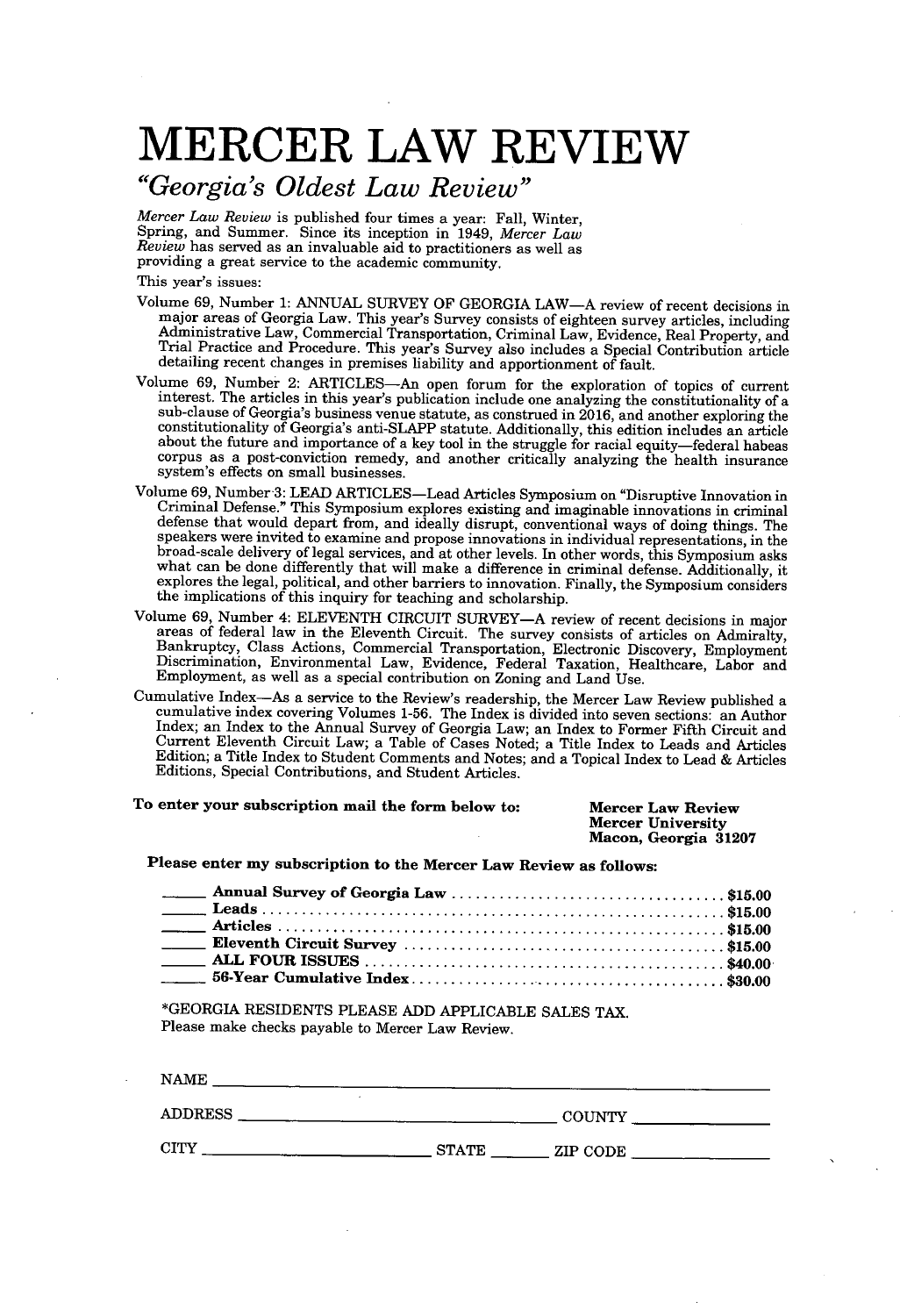# MERCER LAW REVIEW

## *"Georgia's Oldest Law Review"*

*Mercer Law Review* is published four times a year: Fall, Winter, Spring, and Summer. Since its inception in 1949, *Mercer Law Review* has served as an invaluable aid to practitioners as well as providing a great service to the academic community.

This year's issues:

Volume 69, Number 1: ANNUAL SURVEY OF GEORGIA LAW—A review of recent decisions in major areas of Georgia Law. This year's Survey consists of eighteen survey articles, including Administrative Law, Commercial Transportation, Criminal Law, Evidence, Real Property, and Trial Practice and Procedure. This year's Survey also includes a Special Contribution article detailing recent changes in premises liability and apportionment of fault.

Volume 69, Number 2: ARTICLES—An open forum for the exploration of topics of current interest. The articles in this year's publication include one analyzing the constitutionality of a sub-clause of Georgia's business venue statute, as construed in 2016, and another exploring the constitutionality of Georgia's anti-SLAPP statute. Additionally, this edition includes an article about the future and importance of a key tool in the struggle for racial equity—federal habeas corpus as a post-conviction remedy, and another critically analyzing the health insurance system's effects on small businesses.

Volume 69, Number 3: LEAD ARTICLES—Lead Articles Symposium on "Disruptive Innovation in Criminal Defense." This Symposium explores existing and imaginable innovations in criminal defense that would depart from, and ideally disrupt, conventional ways of doing things. The speakers were invited to examine and propose innovations in individual representations, in the broad-scale delivery of legal services, and at other levels. In other words, this Symposium asks what can be done differently that will make a difference in criminal defense. Additionally, it explores the legal, political, and other barriers to innovation. Finally, the Symposium considers the implications of this inquiry for teaching and scholarship.

Volume 69, Number 4: ELEVENTH CIRCUIT SURVEY—A review of recent decisions in major areas of federal law in the Eleventh Circuit. The survey consists of articles on Admiralty, Bankruptcy, Class Actions, Commercial Transportation, Electronic Discovery, Employment Discrimination, Environmental Law, Evidence, Federal Taxation, Healthcare, Labor and Employment, as well as a special contribution on Zoning and Land Use.

Cumulative Index—As a service to the Review's readership, the Mercer Law Review published a cumulative index covering Volumes 1-56. The Index is divided into seven sections: an Author Index; an Index to the Annual Survey of Georgia Law; an Index to Former Fifth Circuit and Current Eleventh Circuit Law; a Table of Cases Noted; a Title Index to Leads and Articles Edition; a Title Index to Student Comments and Notes; and a Topical Index to Lead & Articles Editions, Special Contributions, and Student Articles.

**To enter your subscription mail the form below to:**

**Mercer Law Review**
**Mercer University**
**Macon, Georgia 31207**

**Please enter my subscription to the Mercer Law Review as follows:**

_____ **Annual Survey of Georgia Law** .................................. **$15.00**
_____ **Leads** .................................................................. **$15.00**
_____ **Articles** .............................................................. **$15.00**
_____ **Eleventh Circuit Survey** ......................................... **$15.00**
_____ **ALL FOUR ISSUES** ............................................... **$40.00**
_____ **56-Year Cumulative Index** ....................................... **$30.00**

*GEORGIA RESIDENTS PLEASE ADD APPLICABLE SALES TAX.
Please make checks payable to Mercer Law Review.

NAME ____________________________________________

ADDRESS ___________________________ COUNTY ____________

CITY ____________________ STATE ______ ZIP CODE ____________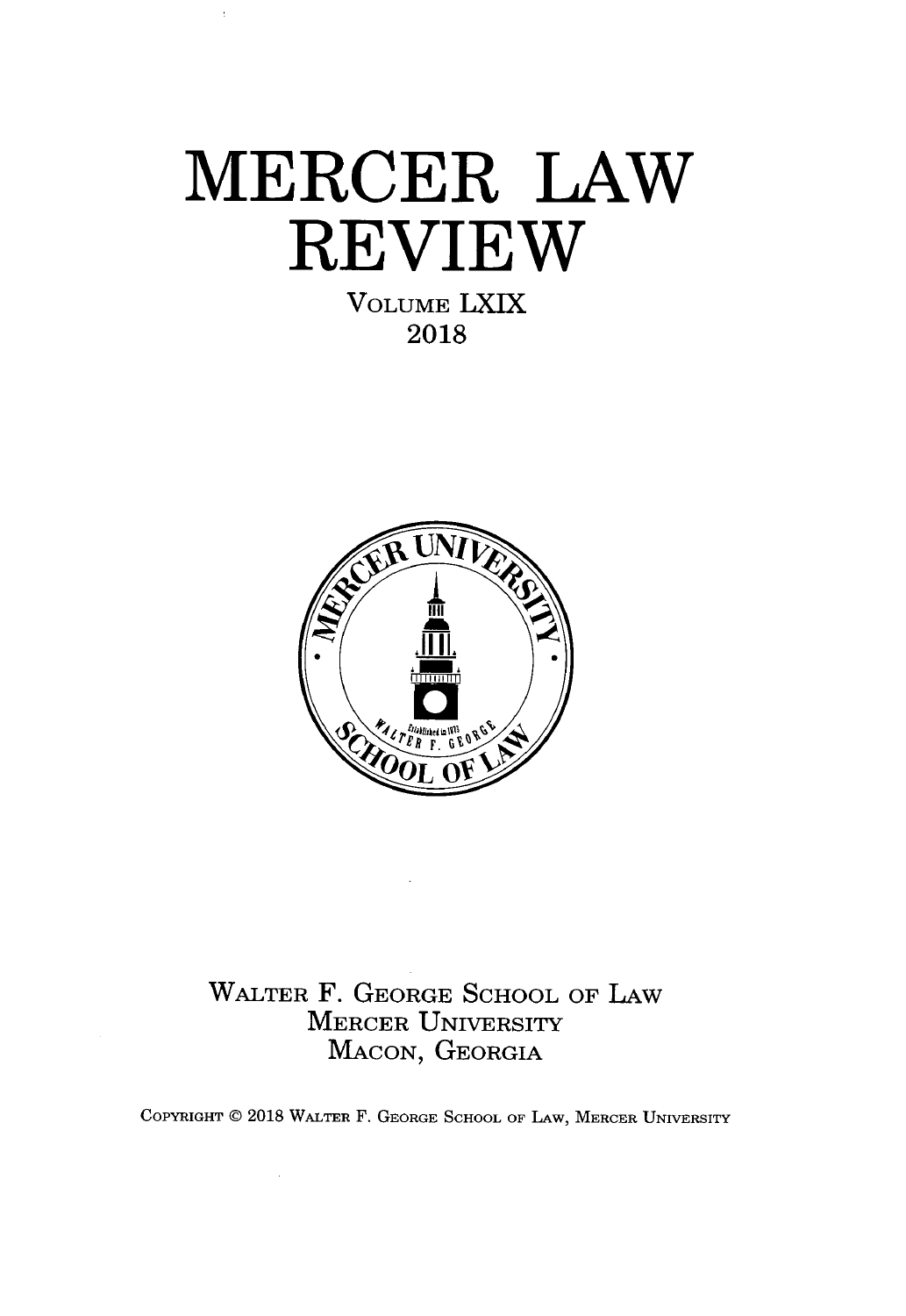# MERCER LAW REVIEW

VOLUME LXIX

2018

WALTER F. GEORGE SCHOOL OF LAW
MERCER UNIVERSITY
MACON, GEORGIA

COPYRIGHT © 2018 WALTER F. GEORGE SCHOOL OF LAW, MERCER UNIVERSITY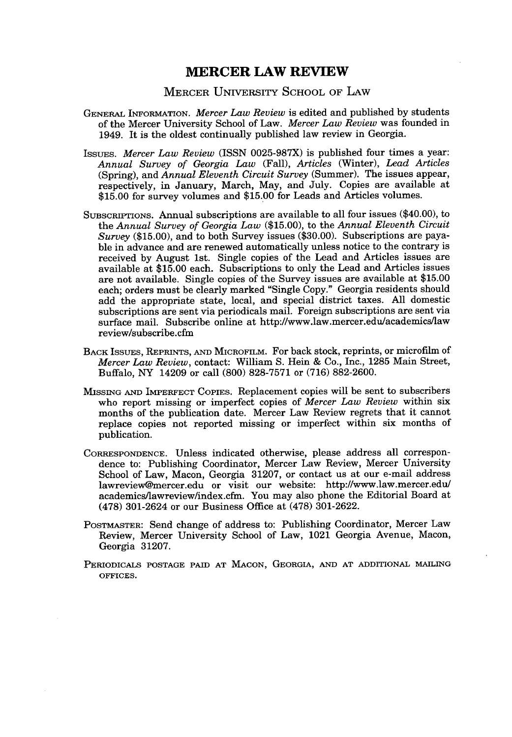# MERCER LAW REVIEW

## MERCER UNIVERSITY SCHOOL OF LAW

GENERAL INFORMATION. *Mercer Law Review* is edited and published by students of the Mercer University School of Law. *Mercer Law Review* was founded in 1949. It is the oldest continually published law review in Georgia.

ISSUES. *Mercer Law Review* (ISSN 0025-987X) is published four times a year: *Annual Survey of Georgia Law* (Fall), *Articles* (Winter), *Lead Articles* (Spring), and *Annual Eleventh Circuit Survey* (Summer). The issues appear, respectively, in January, March, May, and July. Copies are available at $15.00 for survey volumes and $15.00 for Leads and Articles volumes.

SUBSCRIPTIONS. Annual subscriptions are available to all four issues ($40.00), to the *Annual Survey of Georgia Law* ($15.00), to the *Annual Eleventh Circuit Survey* ($15.00), and to both Survey issues ($30.00). Subscriptions are payable in advance and are renewed automatically unless notice to the contrary is received by August 1st. Single copies of the Lead and Articles issues are available at $15.00 each. Subscriptions to only the Lead and Articles issues are not available. Single copies of the Survey issues are available at $15.00 each; orders must be clearly marked "Single Copy." Georgia residents should add the appropriate state, local, and special district taxes. All domestic subscriptions are sent via periodicals mail. Foreign subscriptions are sent via surface mail. Subscribe online at http://www.law.mercer.edu/academics/lawreview/subscribe.cfm

BACK ISSUES, REPRINTS, AND MICROFILM. For back stock, reprints, or microfilm of *Mercer Law Review*, contact: William S. Hein & Co., Inc., 1285 Main Street, Buffalo, NY 14209 or call (800) 828-7571 or (716) 882-2600.

MISSING AND IMPERFECT COPIES. Replacement copies will be sent to subscribers who report missing or imperfect copies of *Mercer Law Review* within six months of the publication date. Mercer Law Review regrets that it cannot replace copies not reported missing or imperfect within six months of publication.

CORRESPONDENCE. Unless indicated otherwise, please address all correspondence to: Publishing Coordinator, Mercer Law Review, Mercer University School of Law, Macon, Georgia 31207, or contact us at our e-mail address lawreview@mercer.edu or visit our website: http://www.law.mercer.edu/academics/lawreview/index.cfm. You may also phone the Editorial Board at (478) 301-2624 or our Business Office at (478) 301-2622.

POSTMASTER: Send change of address to: Publishing Coordinator, Mercer Law Review, Mercer University School of Law, 1021 Georgia Avenue, Macon, Georgia 31207.

PERIODICALS POSTAGE PAID AT MACON, GEORGIA, AND AT ADDITIONAL MAILING OFFICES.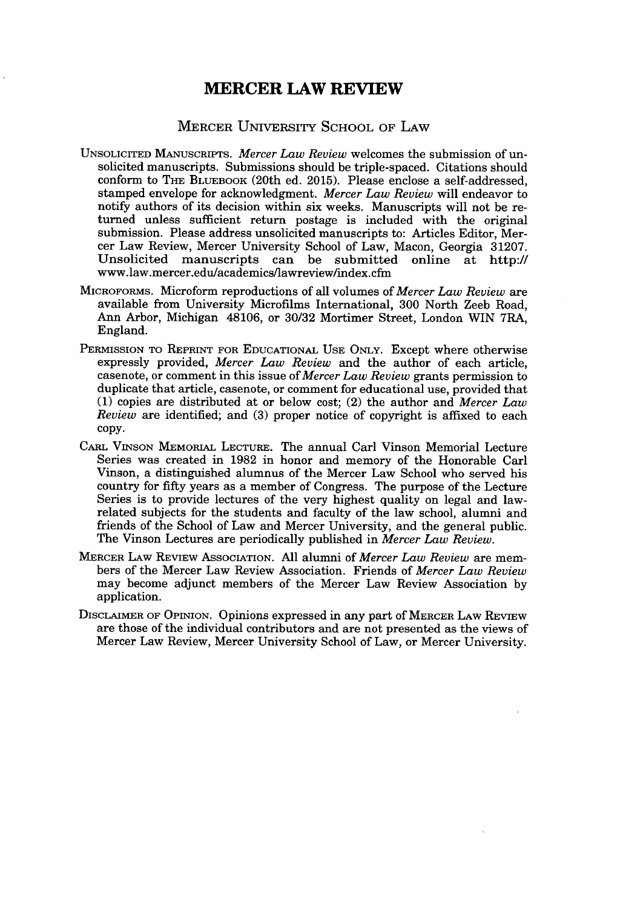# MERCER LAW REVIEW

## MERCER UNIVERSITY SCHOOL OF LAW

UNSOLICITED MANUSCRIPTS. *Mercer Law Review* welcomes the submission of unsolicited manuscripts. Submissions should be triple-spaced. Citations should conform to THE BLUEBOOK (20th ed. 2015). Please enclose a self-addressed, stamped envelope for acknowledgment. *Mercer Law Review* will endeavor to notify authors of its decision within six weeks. Manuscripts will not be returned unless sufficient return postage is included with the original submission. Please address unsolicited manuscripts to: Articles Editor, Mercer Law Review, Mercer University School of Law, Macon, Georgia 31207. Unsolicited manuscripts can be submitted online at http://www.law.mercer.edu/academics/lawreview/index.cfm

MICROFORMS. Microform reproductions of all volumes of *Mercer Law Review* are available from University Microfilms International, 300 North Zeeb Road, Ann Arbor, Michigan 48106, or 30/32 Mortimer Street, London WIN 7RA, England.

PERMISSION TO REPRINT FOR EDUCATIONAL USE ONLY. Except where otherwise expressly provided, *Mercer Law Review* and the author of each article, casenote, or comment in this issue of *Mercer Law Review* grants permission to duplicate that article, casenote, or comment for educational use, provided that (1) copies are distributed at or below cost; (2) the author and *Mercer Law Review* are identified; and (3) proper notice of copyright is affixed to each copy.

CARL VINSON MEMORIAL LECTURE. The annual Carl Vinson Memorial Lecture Series was created in 1982 in honor and memory of the Honorable Carl Vinson, a distinguished alumnus of the Mercer Law School who served his country for fifty years as a member of Congress. The purpose of the Lecture Series is to provide lectures of the very highest quality on legal and law-related subjects for the students and faculty of the law school, alumni and friends of the School of Law and Mercer University, and the general public. The Vinson Lectures are periodically published in *Mercer Law Review*.

MERCER LAW REVIEW ASSOCIATION. All alumni of *Mercer Law Review* are members of the Mercer Law Review Association. Friends of *Mercer Law Review* may become adjunct members of the Mercer Law Review Association by application.

DISCLAIMER OF OPINION. Opinions expressed in any part of MERCER LAW REVIEW are those of the individual contributors and are not presented as the views of Mercer Law Review, Mercer University School of Law, or Mercer University.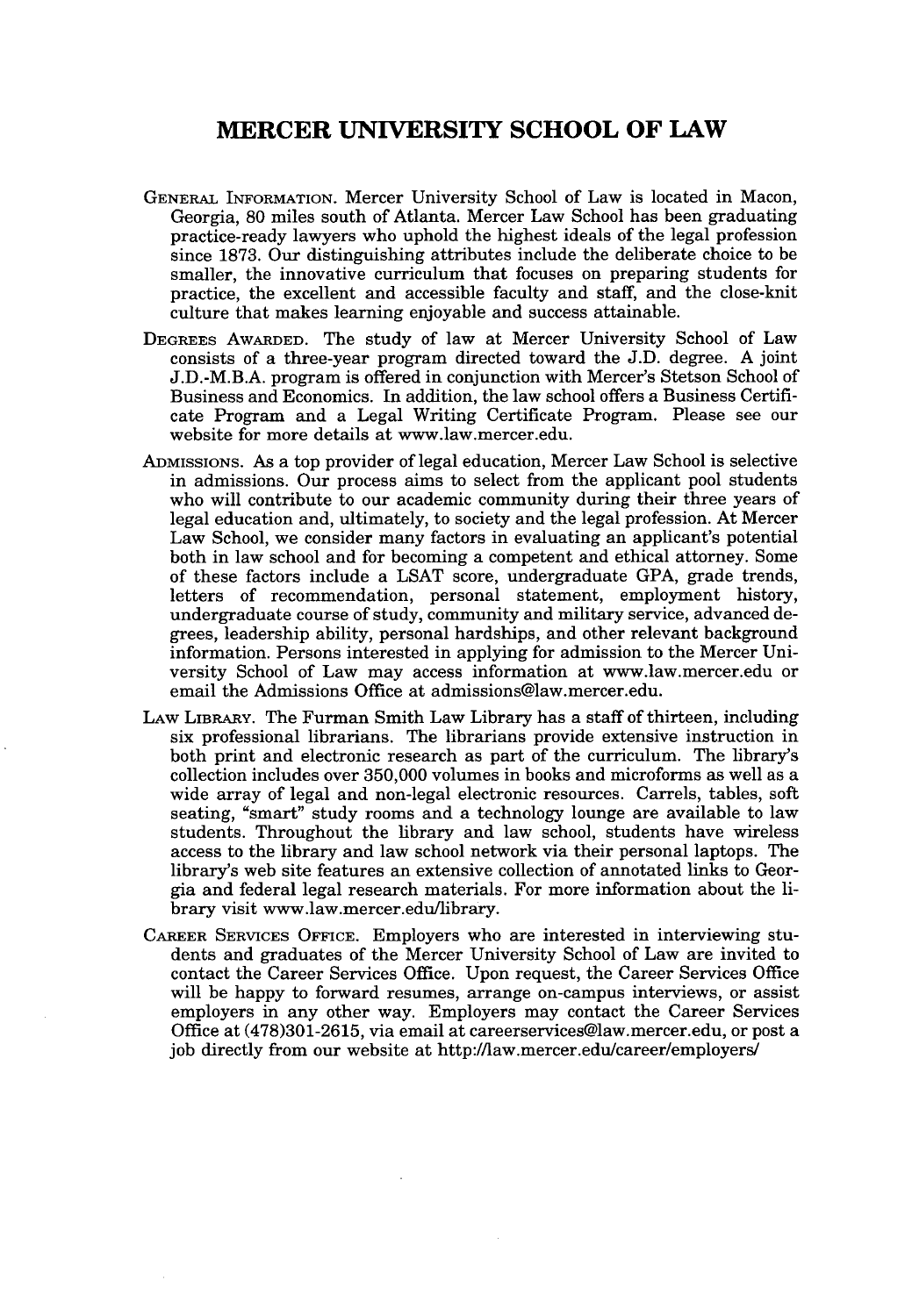# MERCER UNIVERSITY SCHOOL OF LAW

GENERAL INFORMATION. Mercer University School of Law is located in Macon, Georgia, 80 miles south of Atlanta. Mercer Law School has been graduating practice-ready lawyers who uphold the highest ideals of the legal profession since 1873. Our distinguishing attributes include the deliberate choice to be smaller, the innovative curriculum that focuses on preparing students for practice, the excellent and accessible faculty and staff, and the close-knit culture that makes learning enjoyable and success attainable.

DEGREES AWARDED. The study of law at Mercer University School of Law consists of a three-year program directed toward the J.D. degree. A joint J.D.-M.B.A. program is offered in conjunction with Mercer's Stetson School of Business and Economics. In addition, the law school offers a Business Certificate Program and a Legal Writing Certificate Program. Please see our website for more details at www.law.mercer.edu.

ADMISSIONS. As a top provider of legal education, Mercer Law School is selective in admissions. Our process aims to select from the applicant pool students who will contribute to our academic community during their three years of legal education and, ultimately, to society and the legal profession. At Mercer Law School, we consider many factors in evaluating an applicant's potential both in law school and for becoming a competent and ethical attorney. Some of these factors include a LSAT score, undergraduate GPA, grade trends, letters of recommendation, personal statement, employment history, undergraduate course of study, community and military service, advanced degrees, leadership ability, personal hardships, and other relevant background information. Persons interested in applying for admission to the Mercer University School of Law may access information at www.law.mercer.edu or email the Admissions Office at admissions@law.mercer.edu.

LAW LIBRARY. The Furman Smith Law Library has a staff of thirteen, including six professional librarians. The librarians provide extensive instruction in both print and electronic research as part of the curriculum. The library's collection includes over 350,000 volumes in books and microforms as well as a wide array of legal and non-legal electronic resources. Carrels, tables, soft seating, "smart" study rooms and a technology lounge are available to law students. Throughout the library and law school, students have wireless access to the library and law school network via their personal laptops. The library's web site features an extensive collection of annotated links to Georgia and federal legal research materials. For more information about the library visit www.law.mercer.edu/library.

CAREER SERVICES OFFICE. Employers who are interested in interviewing students and graduates of the Mercer University School of Law are invited to contact the Career Services Office. Upon request, the Career Services Office will be happy to forward resumes, arrange on-campus interviews, or assist employers in any other way. Employers may contact the Career Services Office at (478)301-2615, via email at careerservices@law.mercer.edu, or post a job directly from our website at http://law.mercer.edu/career/employers/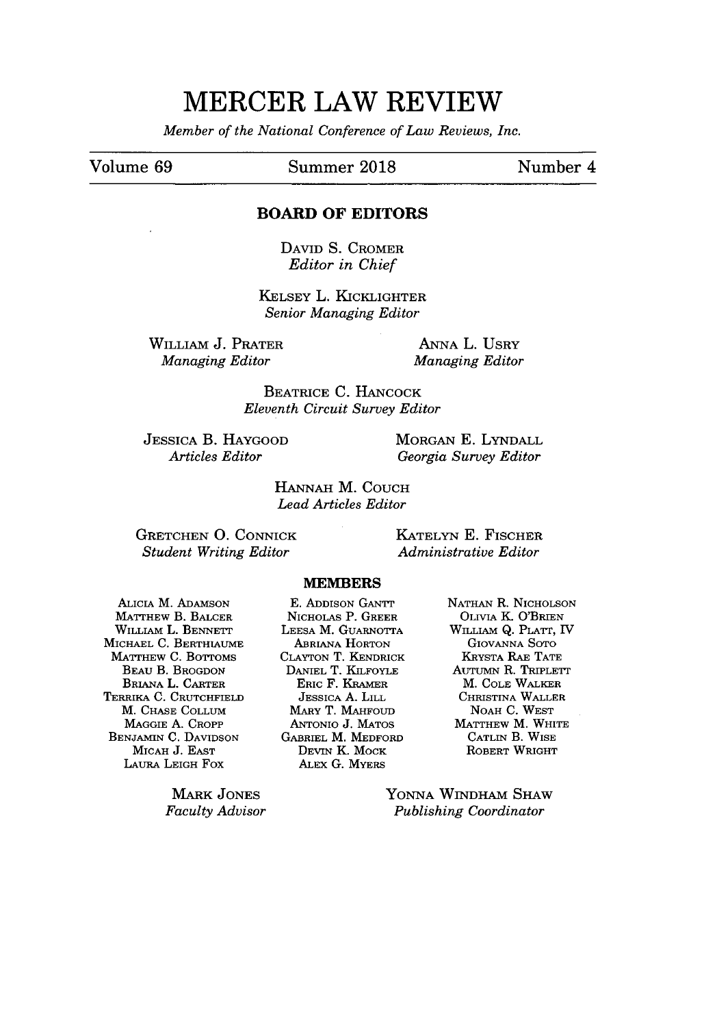# MERCER LAW REVIEW

*Member of the National Conference of Law Reviews, Inc.*

Volume 69 | Summer 2018 | Number 4

## BOARD OF EDITORS

DAVID S. CROMER
*Editor in Chief*

KELSEY L. KICKLIGHTER
*Senior Managing Editor*

WILLIAM J. PRATER
*Managing Editor*

ANNA L. USRY
*Managing Editor*

BEATRICE C. HANCOCK
*Eleventh Circuit Survey Editor*

JESSICA B. HAYGOOD
*Articles Editor*

MORGAN E. LYNDALL
*Georgia Survey Editor*

HANNAH M. COUCH
*Lead Articles Editor*

GRETCHEN O. CONNICK
*Student Writing Editor*

KATELYN E. FISCHER
*Administrative Editor*

## MEMBERS

ALICIA M. ADAMSON
MATTHEW B. BALCER
WILLIAM L. BENNETT
MICHAEL C. BERTHIAUME
MATTHEW C. BOTTOMS
BEAU B. BROGDON
BRIANA L. CARTER
TERRIKA C. CRUTCHFIELD
M. CHASE COLLUM
MAGGIE A. CROPP
BENJAMIN C. DAVIDSON
MICAH J. EAST
LAURA LEIGH FOX
E. ADDISON GANTT
NICHOLAS P. GREER
LEESA M. GUARNOTTA
ABRIANA HORTON
CLAYTON T. KENDRICK
DANIEL T. KILFOYLE
ERIC F. KRAMER
JESSICA A. LILL
MARY T. MAHFOUD
ANTONIO J. MATOS
GABRIEL M. MEDFORD
DEVIN K. MOCK
ALEX G. MYERS
NATHAN R. NICHOLSON
OLIVIA K. O'BRIEN
WILLIAM Q. PLATT, IV
GIOVANNA SOTO
KRYSTA RAE TATE
AUTUMN R. TRIPLETT
M. COLE WALKER
CHRISTINA WALLER
NOAH C. WEST
MATTHEW M. WHITE
CATLIN B. WISE
ROBERT WRIGHT

MARK JONES
*Faculty Advisor*

YONNA WINDHAM SHAW
*Publishing Coordinator*